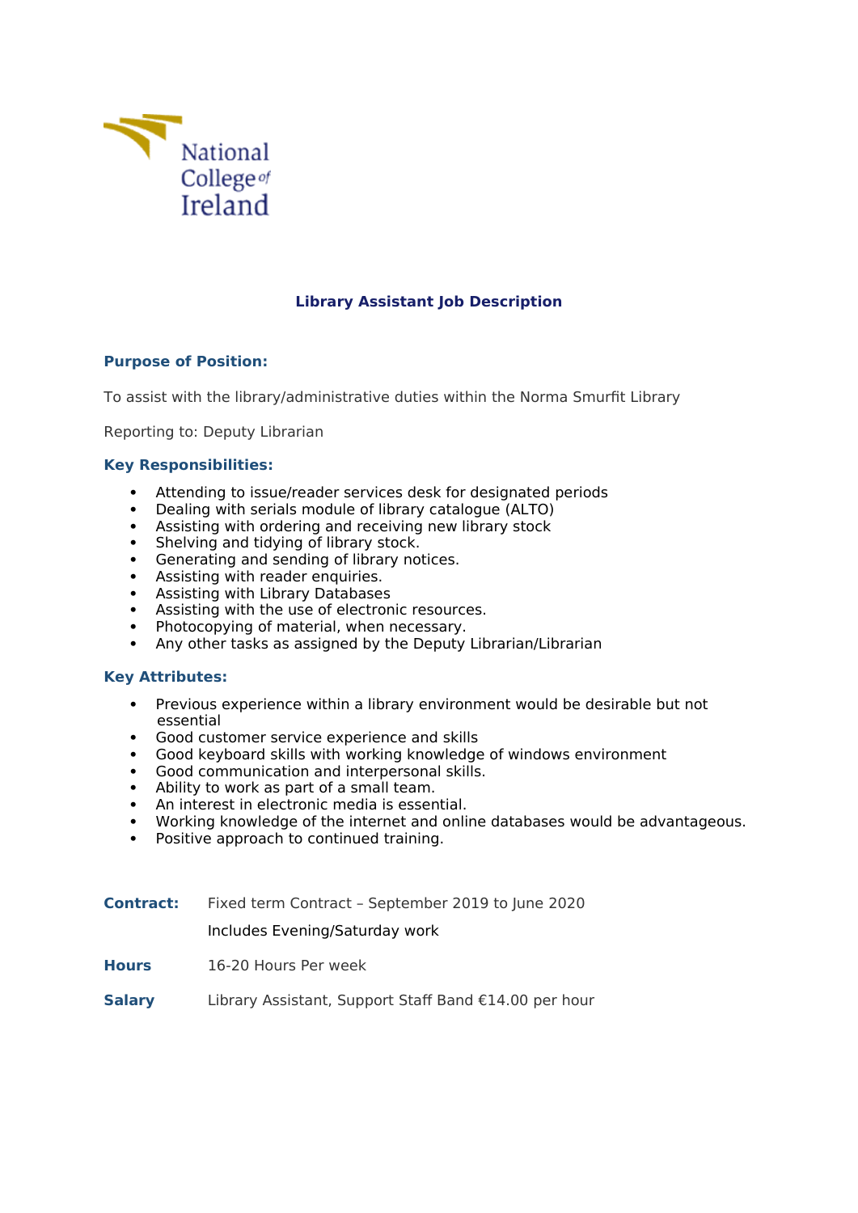National College of Ireland

# Library Assistant Job Description

## Purpose of Position:

To assist with the library/administrative duties within the Norma Smurfit Library

Reporting to: Deputy Librarian

## Key Responsibilities:

- Attending to issue/reader services desk for designated periods
- Dealing with serials module of library catalogue (ALTO)
- Assisting with ordering and receiving new library stock
- Shelving and tidying of library stock.
- Generating and sending of library notices.
- Assisting with reader enquiries.
- Assisting with Library Databases
- Assisting with the use of electronic resources.
- Photocopying of material, when necessary.
- Any other tasks as assigned by the Deputy Librarian/Librarian

## Key Attributes:

- Previous experience within a library environment would be desirable but not essential
- Good customer service experience and skills
- Good keyboard skills with working knowledge of windows environment
- Good communication and interpersonal skills.
- Ability to work as part of a small team.
- An interest in electronic media is essential.
- Working knowledge of the internet and online databases would be advantageous.
- Positive approach to continued training.

**Contract:** Fixed term Contract – September 2019 to June 2020

Includes Evening/Saturday work

**Hours** 16-20 Hours Per week

**Salary** Library Assistant, Support Staff Band €14.00 per hour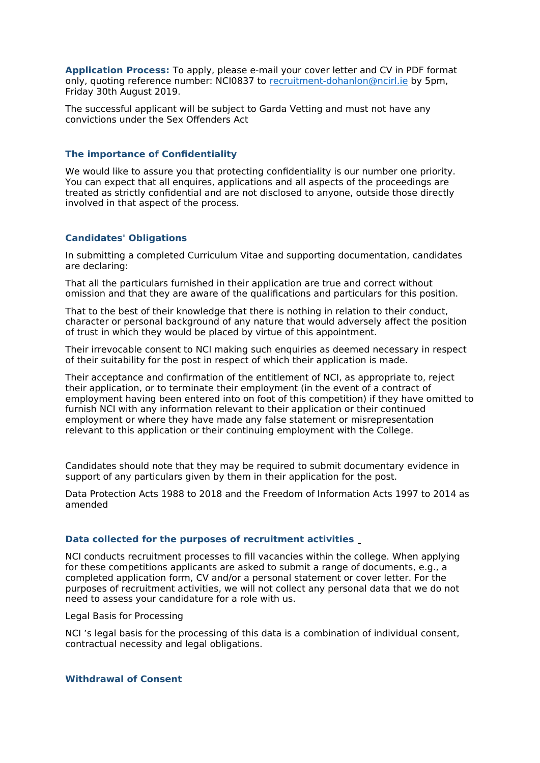**Application Process:** To apply, please e-mail your cover letter and CV in PDF format only, quoting reference number: NCI0837 to [recruitment-dohanlon@ncirl.ie](mailto:recruitment-dohanlon@ncirl.ie) by 5pm, Friday 30th August 2019.

The successful applicant will be subject to Garda Vetting and must not have any convictions under the Sex Offenders Act

### The importance of Confidentiality

We would like to assure you that protecting confidentiality is our number one priority. You can expect that all enquires, applications and all aspects of the proceedings are treated as strictly confidential and are not disclosed to anyone, outside those directly involved in that aspect of the process.

### Candidates' Obligations

In submitting a completed Curriculum Vitae and supporting documentation, candidates are declaring:

That all the particulars furnished in their application are true and correct without omission and that they are aware of the qualifications and particulars for this position.

That to the best of their knowledge that there is nothing in relation to their conduct, character or personal background of any nature that would adversely affect the position of trust in which they would be placed by virtue of this appointment.

Their irrevocable consent to NCI making such enquiries as deemed necessary in respect of their suitability for the post in respect of which their application is made.

Their acceptance and confirmation of the entitlement of NCI, as appropriate to, reject their application, or to terminate their employment (in the event of a contract of employment having been entered into on foot of this competition) if they have omitted to furnish NCI with any information relevant to their application or their continued employment or where they have made any false statement or misrepresentation relevant to this application or their continuing employment with the College.

Candidates should note that they may be required to submit documentary evidence in support of any particulars given by them in their application for the post.

Data Protection Acts 1988 to 2018 and the Freedom of Information Acts 1997 to 2014 as amended

### Data collected for the purposes of recruitment activities

NCI conducts recruitment processes to fill vacancies within the college. When applying for these competitions applicants are asked to submit a range of documents, e.g., a completed application form, CV and/or a personal statement or cover letter. For the purposes of recruitment activities, we will not collect any personal data that we do not need to assess your candidature for a role with us.

Legal Basis for Processing

NCI 's legal basis for the processing of this data is a combination of individual consent, contractual necessity and legal obligations.

### Withdrawal of Consent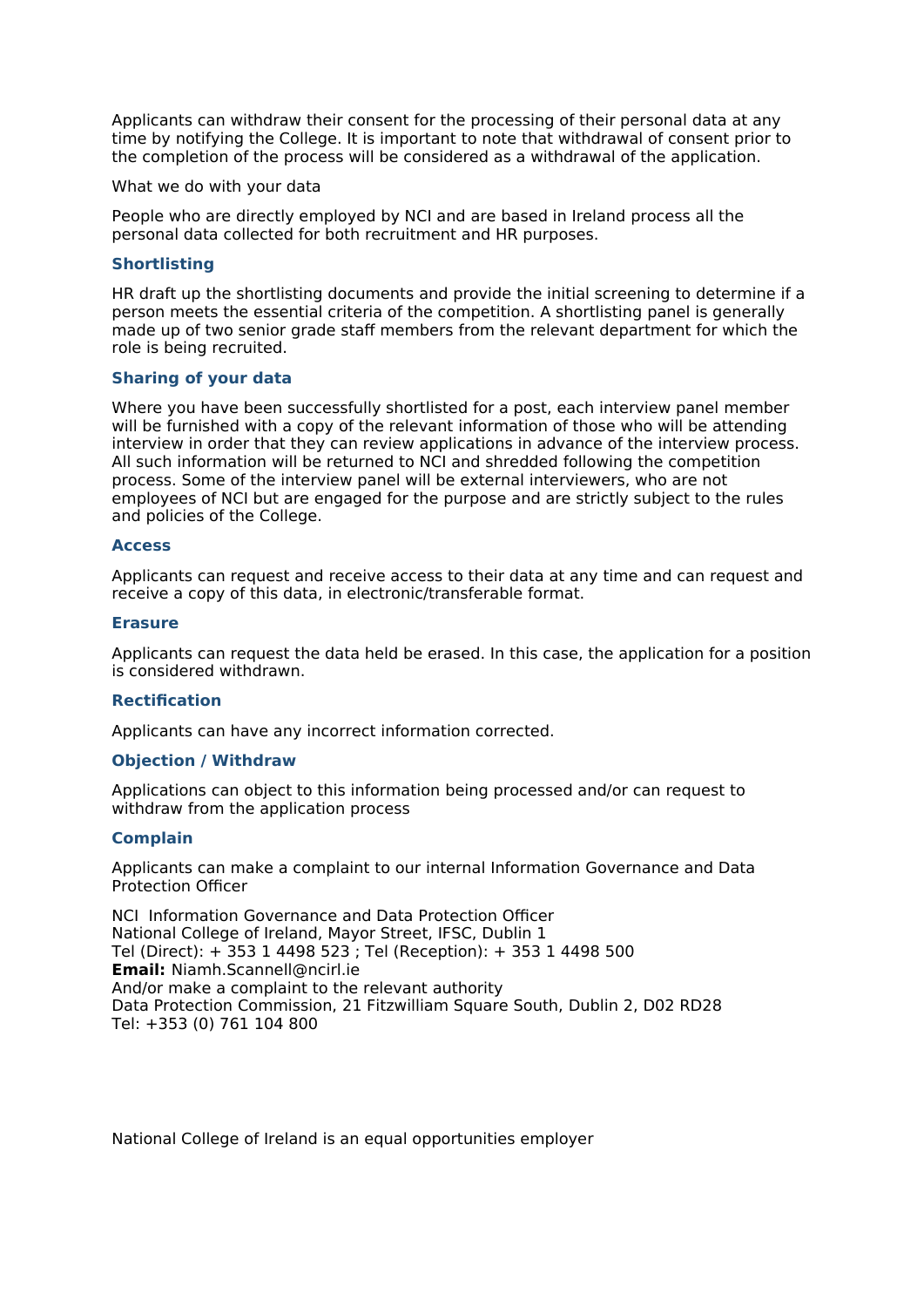Applicants can withdraw their consent for the processing of their personal data at any time by notifying the College. It is important to note that withdrawal of consent prior to the completion of the process will be considered as a withdrawal of the application.

What we do with your data

People who are directly employed by NCI and are based in Ireland process all the personal data collected for both recruitment and HR purposes.

### Shortlisting

HR draft up the shortlisting documents and provide the initial screening to determine if a person meets the essential criteria of the competition. A shortlisting panel is generally made up of two senior grade staff members from the relevant department for which the role is being recruited.

### Sharing of your data

Where you have been successfully shortlisted for a post, each interview panel member will be furnished with a copy of the relevant information of those who will be attending interview in order that they can review applications in advance of the interview process. All such information will be returned to NCI and shredded following the competition process. Some of the interview panel will be external interviewers, who are not employees of NCI but are engaged for the purpose and are strictly subject to the rules and policies of the College.

### Access

Applicants can request and receive access to their data at any time and can request and receive a copy of this data, in electronic/transferable format.

### Erasure

Applicants can request the data held be erased. In this case, the application for a position is considered withdrawn.

### Rectification

Applicants can have any incorrect information corrected.

### Objection / Withdraw

Applications can object to this information being processed and/or can request to withdraw from the application process

### Complain

Applicants can make a complaint to our internal Information Governance and Data Protection Officer

NCI Information Governance and Data Protection Officer
National College of Ireland, Mayor Street, IFSC, Dublin 1
Tel (Direct): + 353 1 4498 523 ; Tel (Reception): + 353 1 4498 500
**Email:** Niamh.Scannell@ncirl.ie
And/or make a complaint to the relevant authority
Data Protection Commission, 21 Fitzwilliam Square South, Dublin 2, D02 RD28
Tel: +353 (0) 761 104 800

National College of Ireland is an equal opportunities employer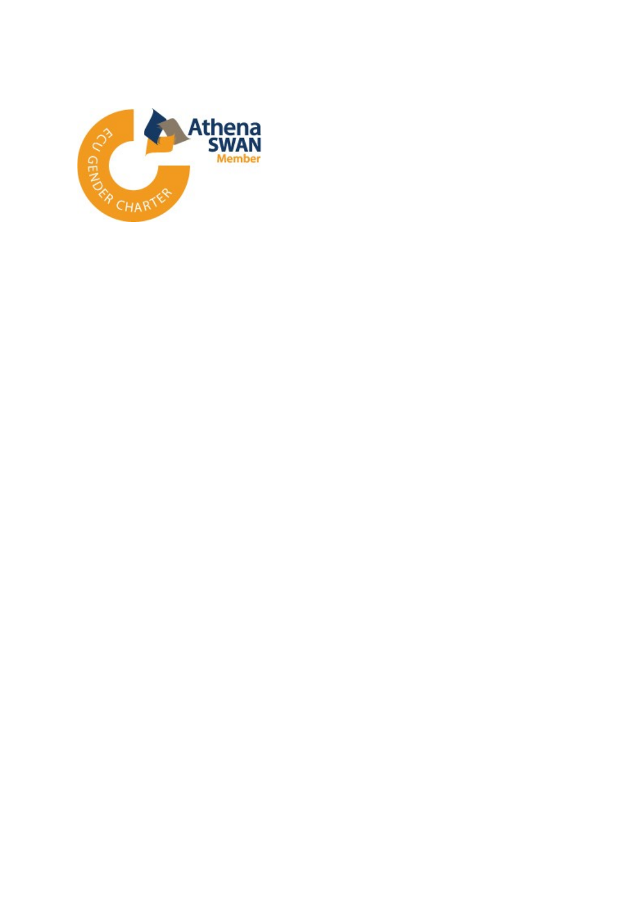Athena SWAN Member

ECU GENDER CHARTER